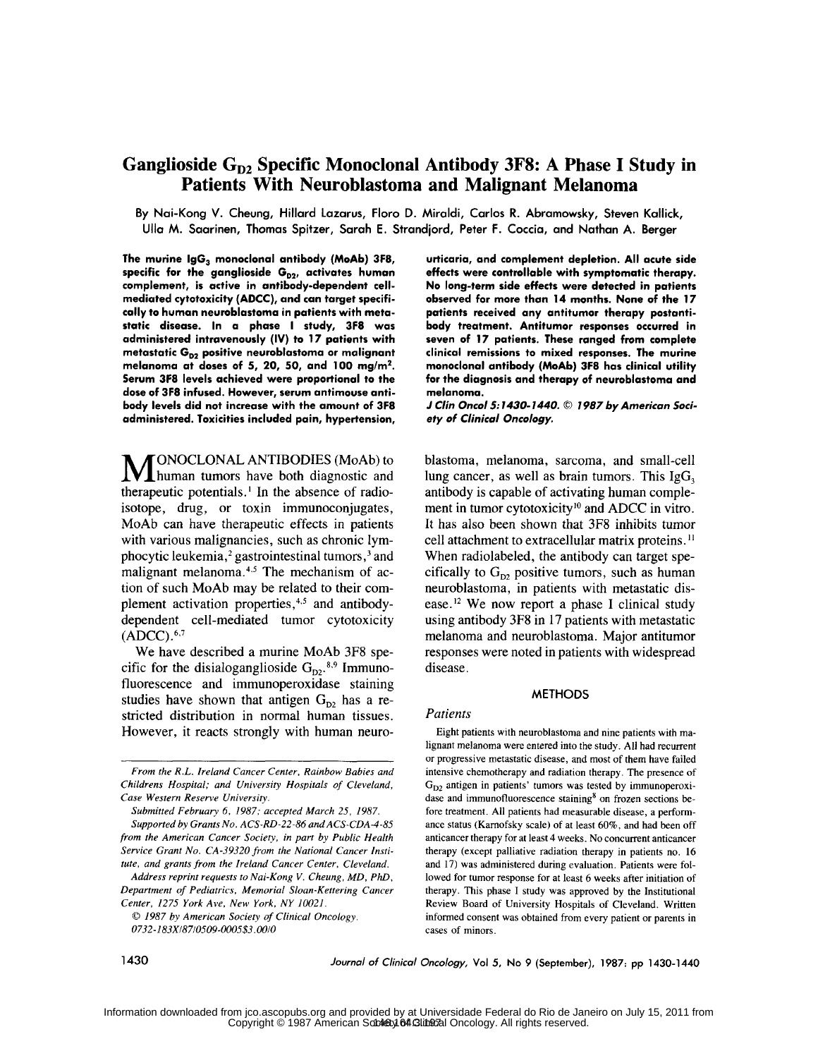# Ganglioside $G_{D2}$ Specific Monoclonal Antibody 3F8: A Phase I Study in Patients With Neuroblastoma and Malignant Melanoma

By Nai-Kong V. Cheung, Hillard Lazarus, Floro D. Miraldi, Carlos R. Abramowsky, Steven Kallick, Ulla M. Saarinen, Thomas Spitzer, Sarah E. Strandjord, Peter F. Coccia, and Nathan A. Berger

**The murine $IgG_3$ monoclonal antibody (MoAb) 3F8, specific for the ganglioside $G_{D2}$, activates human complement, is active in antibody-dependent cell-mediated cytotoxicity (ADCC), and can target specifically to human neuroblastoma in patients with metastatic disease. In a phase I study, 3F8 was administered intravenously (IV) to 17 patients with metastatic $G_{D2}$ positive neuroblastoma or malignant melanoma at doses of 5, 20, 50, and 100 mg/m². Serum 3F8 levels achieved were proportional to the dose of 3F8 infused. However, serum antimouse antibody levels did not increase with the amount of 3F8 administered. Toxicities included pain, hypertension, urticaria, and complement depletion. All acute side effects were controllable with symptomatic therapy. No long-term side effects were detected in patients observed for more than 14 months. None of the 17 patients received any antitumor therapy postantibody treatment. Antitumor responses occurred in seven of 17 patients. These ranged from complete clinical remissions to mixed responses. The murine monoclonal antibody (MoAb) 3F8 has clinical utility for the diagnosis and therapy of neuroblastoma and melanoma.**

***J Clin Oncol 5:1430-1440. © 1987 by American Society of Clinical Oncology.***

MONOCLONAL ANTIBODIES (MoAb) to human tumors have both diagnostic and therapeutic potentials.[1] In the absence of radioisotope, drug, or toxin immunoconjugates, MoAb can have therapeutic effects in patients with various malignancies, such as chronic lymphocytic leukemia,[2] gastrointestinal tumors,[3] and malignant melanoma.[4,5] The mechanism of action of such MoAb may be related to their complement activation properties,[4,5] and antibody-dependent cell-mediated tumor cytotoxicity (ADCC).[6,7]

We have described a murine MoAb 3F8 specific for the disialoganglioside $G_{D2}$.[8,9] Immunofluorescence and immunoperoxidase staining studies have shown that antigen $G_{D2}$ has a restricted distribution in normal human tissues. However, it reacts strongly with human neuroblastoma, melanoma, sarcoma, and small-cell lung cancer, as well as brain tumors. This $IgG_3$ antibody is capable of activating human complement in tumor cytotoxicity[10] and ADCC in vitro. It has also been shown that 3F8 inhibits tumor cell attachment to extracellular matrix proteins.[11] When radiolabeled, the antibody can target specifically to $G_{D2}$ positive tumors, such as human neuroblastoma, in patients with metastatic disease.[12] We now report a phase I clinical study using antibody 3F8 in 17 patients with metastatic melanoma and neuroblastoma. Major antitumor responses were noted in patients with widespread disease.

## METHODS

### Patients

Eight patients with neuroblastoma and nine patients with malignant melanoma were entered into the study. All had recurrent or progressive metastatic disease, and most of them have failed intensive chemotherapy and radiation therapy. The presence of $G_{D2}$ antigen in patients' tumors was tested by immunoperoxidase and immunofluorescence staining[8] on frozen sections before treatment. All patients had measurable disease, a performance status (Karnofsky scale) of at least 60%, and had been off anticancer therapy for at least 4 weeks. No concurrent anticancer therapy (except palliative radiation therapy in patients no. 16 and 17) was administered during evaluation. Patients were followed for tumor response for at least 6 weeks after initiation of therapy. This phase I study was approved by the Institutional Review Board of University Hospitals of Cleveland. Written informed consent was obtained from every patient or parents in cases of minors.

*From the R.L. Ireland Cancer Center, Rainbow Babies and Childrens Hospital; and University Hospitals of Cleveland, Case Western Reserve University.*

*Submitted February 6, 1987; accepted March 25, 1987.*

*Supported by Grants No. ACS-RD-22-86 and ACS-CDA-4-85 from the American Cancer Society, in part by Public Health Service Grant No. CA-39320 from the National Cancer Institute, and grants from the Ireland Cancer Center, Cleveland.*

*Address reprint requests to Nai-Kong V. Cheung, MD, PhD, Department of Pediatrics, Memorial Sloan-Kettering Cancer Center, 1275 York Ave, New York, NY 10021.*

*© 1987 by American Society of Clinical Oncology.*

*0732-183X/87/0509-0005$3.00/0*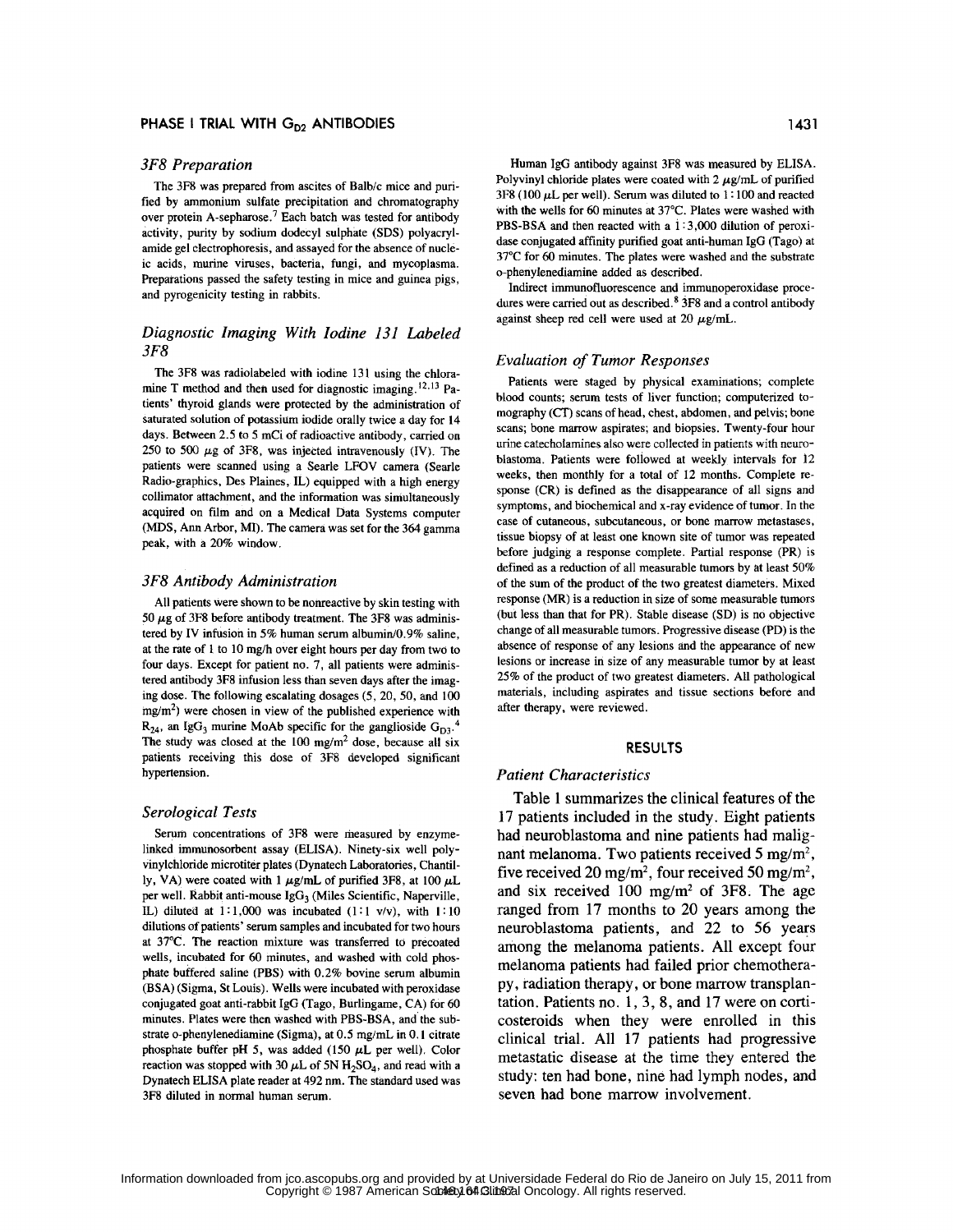### 3F8 Preparation

The 3F8 was prepared from ascites of Balb/c mice and purified by ammonium sulfate precipitation and chromatography over protein A-sepharose.[7] Each batch was tested for antibody activity, purity by sodium dodecyl sulphate (SDS) polyacrylamide gel electrophoresis, and assayed for the absence of nucleic acids, murine viruses, bacteria, fungi, and mycoplasma. Preparations passed the safety testing in mice and guinea pigs, and pyrogenicity testing in rabbits.

### Diagnostic Imaging With Iodine 131 Labeled 3F8

The 3F8 was radiolabeled with iodine 131 using the chloramine T method and then used for diagnostic imaging.[12,13] Patients' thyroid glands were protected by the administration of saturated solution of potassium iodide orally twice a day for 14 days. Between 2.5 to 5 mCi of radioactive antibody, carried on 250 to 500 μg of 3F8, was injected intravenously (IV). The patients were scanned using a Searle LFOV camera (Searle Radio-graphics, Des Plaines, IL) equipped with a high energy collimator attachment, and the information was simultaneously acquired on film and on a Medical Data Systems computer (MDS, Ann Arbor, MI). The camera was set for the 364 gamma peak, with a 20% window.

### 3F8 Antibody Administration

All patients were shown to be nonreactive by skin testing with 50 μg of 3F8 before antibody treatment. The 3F8 was administered by IV infusion in 5% human serum albumin/0.9% saline, at the rate of 1 to 10 mg/h over eight hours per day from two to four days. Except for patient no. 7, all patients were administered antibody 3F8 infusion less than seven days after the imaging dose. The following escalating dosages (5, 20, 50, and 100 $mg/m^2$) were chosen in view of the published experience with $R_{24}$, an $IgG_3$ murine MoAb specific for the ganglioside $G_{D3}$.[4] The study was closed at the 100 $mg/m^2$ dose, because all six patients receiving this dose of 3F8 developed significant hypertension.

### Serological Tests

Serum concentrations of 3F8 were measured by enzyme-linked immunosorbent assay (ELISA). Ninety-six well polyvinylchloride microtiter plates (Dynatech Laboratories, Chantilly, VA) were coated with 1 μg/mL of purified 3F8, at 100 μL per well. Rabbit anti-mouse $IgG_3$ (Miles Scientific, Naperville, IL) diluted at 1:1,000 was incubated (1:1 v/v), with 1:10 dilutions of patients' serum samples and incubated for two hours at 37°C. The reaction mixture was transferred to precoated wells, incubated for 60 minutes, and washed with cold phosphate buffered saline (PBS) with 0.2% bovine serum albumin (BSA) (Sigma, St Louis). Wells were incubated with peroxidase conjugated goat anti-rabbit IgG (Tago, Burlingame, CA) for 60 minutes. Plates were then washed with PBS-BSA, and the substrate o-phenylenediamine (Sigma), at 0.5 mg/mL in 0.1 citrate phosphate buffer pH 5, was added (150 μL per well). Color reaction was stopped with 30 μL of 5N $H_2SO_4$, and read with a Dynatech ELISA plate reader at 492 nm. The standard used was 3F8 diluted in normal human serum.

Human IgG antibody against 3F8 was measured by ELISA. Polyvinyl chloride plates were coated with 2 μg/mL of purified 3F8 (100 μL per well). Serum was diluted to 1:100 and reacted with the wells for 60 minutes at 37°C. Plates were washed with PBS-BSA and then reacted with a 1:3,000 dilution of peroxidase conjugated affinity purified goat anti-human IgG (Tago) at 37°C for 60 minutes. The plates were washed and the substrate o-phenylenediamine added as described.

Indirect immunofluorescence and immunoperoxidase procedures were carried out as described.[8] 3F8 and a control antibody against sheep red cell were used at 20 μg/mL.

### Evaluation of Tumor Responses

Patients were staged by physical examinations; complete blood counts; serum tests of liver function; computerized tomography (CT) scans of head, chest, abdomen, and pelvis; bone scans; bone marrow aspirates; and biopsies. Twenty-four hour urine catecholamines also were collected in patients with neuroblastoma. Patients were followed at weekly intervals for 12 weeks, then monthly for a total of 12 months. Complete response (CR) is defined as the disappearance of all signs and symptoms, and biochemical and x-ray evidence of tumor. In the case of cutaneous, subcutaneous, or bone marrow metastases, tissue biopsy of at least one known site of tumor was repeated before judging a response complete. Partial response (PR) is defined as a reduction of all measurable tumors by at least 50% of the sum of the product of the two greatest diameters. Mixed response (MR) is a reduction in size of some measurable tumors (but less than that for PR). Stable disease (SD) is no objective change of all measurable tumors. Progressive disease (PD) is the absence of response of any lesions and the appearance of new lesions or increase in size of any measurable tumor by at least 25% of the product of two greatest diameters. All pathological materials, including aspirates and tissue sections before and after therapy, were reviewed.

## RESULTS

### Patient Characteristics

Table 1 summarizes the clinical features of the 17 patients included in the study. Eight patients had neuroblastoma and nine patients had malignant melanoma. Two patients received 5 $mg/m^2$, five received 20 $mg/m^2$, four received 50 $mg/m^2$, and six received 100 $mg/m^2$ of 3F8. The age ranged from 17 months to 20 years among the neuroblastoma patients, and 22 to 56 years among the melanoma patients. All except four melanoma patients had failed prior chemotherapy, radiation therapy, or bone marrow transplantation. Patients no. 1, 3, 8, and 17 were on corticosteroids when they were enrolled in this clinical trial. All 17 patients had progressive metastatic disease at the time they entered the study: ten had bone, nine had lymph nodes, and seven had bone marrow involvement.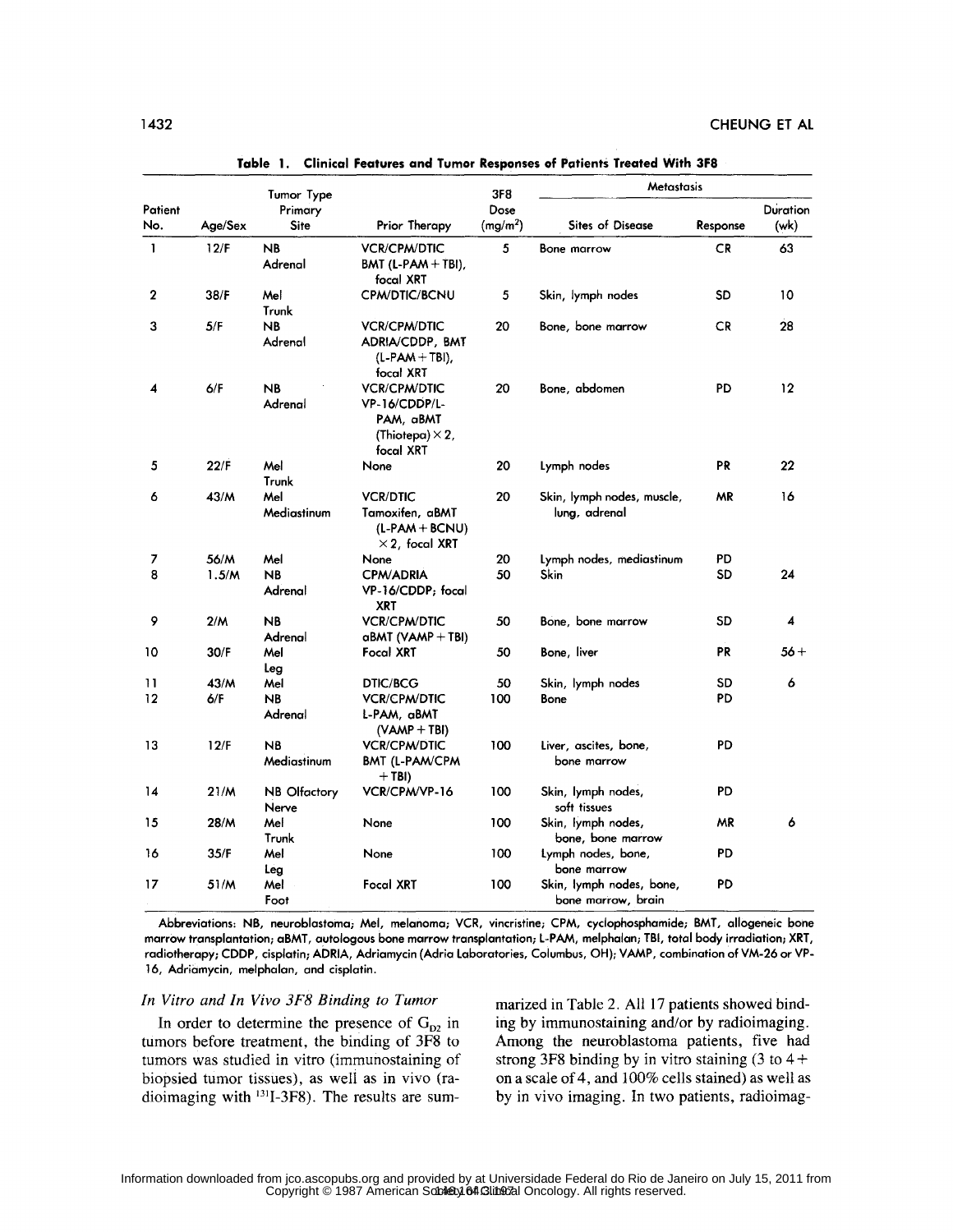**Table 1. Clinical Features and Tumor Responses of Patients Treated With 3F8**

| Patient No. | Age/Sex | Tumor Type Primary Site | Prior Therapy | 3F8 Dose ($mg/m^2$) | Metastasis Sites of Disease | Response | Duration (wk) |
|---|---|---|---|---|---|---|---|
| 1 | 12/F | NB Adrenal | VCR/CPM/DTIC BMT (L-PAM + TBI), focal XRT | 5 | Bone marrow | CR | 63 |
| 2 | 38/F | Mel Trunk | CPM/DTIC/BCNU | 5 | Skin, lymph nodes | SD | 10 |
| 3 | 5/F | NB Adrenal | VCR/CPM/DTIC ADRIA/CDDP, BMT (L-PAM + TBI), focal XRT | 20 | Bone, bone marrow | CR | 28 |
| 4 | 6/F | NB Adrenal | VCR/CPM/DTIC VP-16/CDDP/L-PAM, aBMT (Thiotepa) × 2, focal XRT | 20 | Bone, abdomen | PD | 12 |
| 5 | 22/F | Mel Trunk | None | 20 | Lymph nodes | PR | 22 |
| 6 | 43/M | Mel Mediastinum | VCR/DTIC Tamoxifen, aBMT (L-PAM + BCNU) × 2, focal XRT | 20 | Skin, lymph nodes, muscle, lung, adrenal | MR | 16 |
| 7 | 56/M | Mel | None | 20 | Lymph nodes, mediastinum | PD | |
| 8 | 1.5/M | NB Adrenal | CPM/ADRIA VP-16/CDDP; focal XRT | 50 | Skin | SD | 24 |
| 9 | 2/M | NB Adrenal | VCR/CPM/DTIC aBMT (VAMP + TBI) | 50 | Bone, bone marrow | SD | 4 |
| 10 | 30/F | Mel Leg | Focal XRT | 50 | Bone, liver | PR | 56+ |
| 11 | 43/M | Mel | DTIC/BCG | 50 | Skin, lymph nodes | SD | 6 |
| 12 | 6/F | NB Adrenal | VCR/CPM/DTIC L-PAM, aBMT (VAMP + TBI) | 100 | Bone | PD | |
| 13 | 12/F | NB Mediastinum | VCR/CPM/DTIC BMT (L-PAM/CPM + TBI) | 100 | Liver, ascites, bone, bone marrow | PD | |
| 14 | 21/M | NB Olfactory Nerve | VCR/CPM/VP-16 | 100 | Skin, lymph nodes, soft tissues | PD | |
| 15 | 28/M | Mel Trunk | None | 100 | Skin, lymph nodes, bone, bone marrow | MR | 6 |
| 16 | 35/F | Mel Leg | None | 100 | Lymph nodes, bone, bone marrow | PD | |
| 17 | 51/M | Mel Foot | Focal XRT | 100 | Skin, lymph nodes, bone, bone marrow, brain | PD | |

Abbreviations: NB, neuroblastoma; Mel, melanoma; VCR, vincristine; CPM, cyclophosphamide; BMT, allogeneic bone marrow transplantation; aBMT, autologous bone marrow transplantation; L-PAM, melphalan; TBI, total body irradiation; XRT, radiotherapy; CDDP, cisplatin; ADRIA, Adriamycin (Adria Laboratories, Columbus, OH); VAMP, combination of VM-26 or VP-16, Adriamycin, melphalan, and cisplatin.

### *In Vitro and In Vivo 3F8 Binding to Tumor*

In order to determine the presence of $G_{D2}$ in tumors before treatment, the binding of 3F8 to tumors was studied in vitro (immunostaining of biopsied tumor tissues), as well as in vivo (radioimaging with $^{131}$I-3F8). The results are summarized in Table 2. All 17 patients showed binding by immunostaining and/or by radioimaging. Among the neuroblastoma patients, five had strong 3F8 binding by in vitro staining (3 to 4+ on a scale of 4, and 100% cells stained) as well as by in vivo imaging. In two patients, radioimag-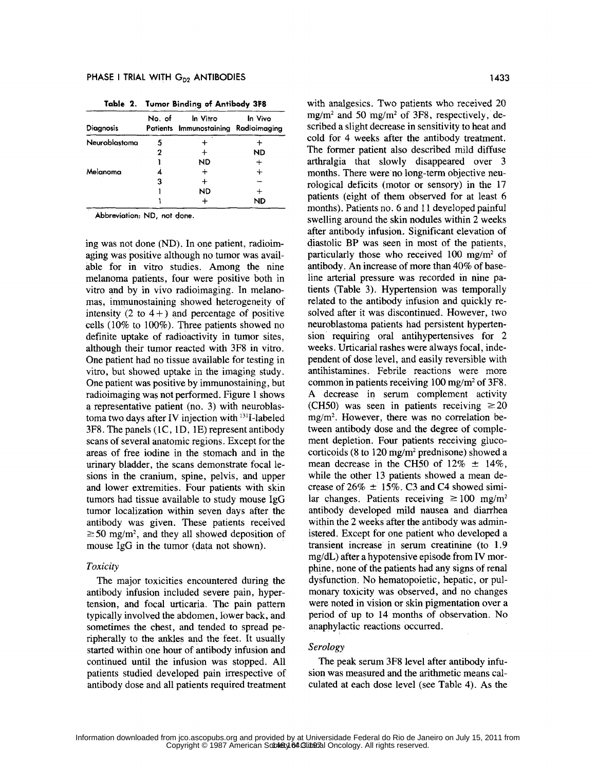**Table 2. Tumor Binding of Antibody 3F8**

| Diagnosis | No. of Patients | In Vitro Immunostaining | In Vivo Radioimaging |
|---|---|---|---|
| Neuroblastoma | 5 | + | + |
| | 2 | + | ND |
| | 1 | ND | + |
| Melanoma | 4 | + | + |
| | 3 | + | − |
| | 1 | ND | + |
| | 1 | + | ND |

Abbreviation: ND, not done.

ing was not done (ND). In one patient, radioimaging was positive although no tumor was available for in vitro studies. Among the nine melanoma patients, four were positive both in vitro and by in vivo radioimaging. In melanomas, immunostaining showed heterogeneity of intensity (2 to 4+) and percentage of positive cells (10% to 100%). Three patients showed no definite uptake of radioactivity in tumor sites, although their tumor reacted with 3F8 in vitro. One patient had no tissue available for testing in vitro, but showed uptake in the imaging study. One patient was positive by immunostaining, but radioimaging was not performed. Figure 1 shows a representative patient (no. 3) with neuroblastoma two days after IV injection with $^{131}$I-labeled 3F8. The panels (1C, 1D, 1E) represent antibody scans of several anatomic regions. Except for the areas of free iodine in the stomach and in the urinary bladder, the scans demonstrate focal lesions in the cranium, spine, pelvis, and upper and lower extremities. Four patients with skin tumors had tissue available to study mouse IgG tumor localization within seven days after the antibody was given. These patients received $\geq 50$ mg/m$^2$, and they all showed deposition of mouse IgG in the tumor (data not shown).

### *Toxicity*

The major toxicities encountered during the antibody infusion included severe pain, hypertension, and focal urticaria. The pain pattern typically involved the abdomen, lower back, and sometimes the chest, and tended to spread peripherally to the ankles and the feet. It usually started within one hour of antibody infusion and continued until the infusion was stopped. All patients studied developed pain irrespective of antibody dose and all patients required treatment with analgesics. Two patients who received 20 mg/m$^2$ and 50 mg/m$^2$ of 3F8, respectively, described a slight decrease in sensitivity to heat and cold for 4 weeks after the antibody treatment. The former patient also described mild diffuse arthralgia that slowly disappeared over 3 months. There were no long-term objective neurological deficits (motor or sensory) in the 17 patients (eight of them observed for at least 6 months). Patients no. 6 and 11 developed painful swelling around the skin nodules within 2 weeks after antibody infusion. Significant elevation of diastolic BP was seen in most of the patients, particularly those who received 100 mg/m$^2$ of antibody. An increase of more than 40% of baseline arterial pressure was recorded in nine patients (Table 3). Hypertension was temporally related to the antibody infusion and quickly resolved after it was discontinued. However, two neuroblastoma patients had persistent hypertension requiring oral antihypertensives for 2 weeks. Urticarial rashes were always focal, independent of dose level, and easily reversible with antihistamines. Febrile reactions were more common in patients receiving 100 mg/m$^2$ of 3F8. A decrease in serum complement activity (CH50) was seen in patients receiving $\geq 20$ mg/m$^2$. However, there was no correlation between antibody dose and the degree of complement depletion. Four patients receiving glucocorticoids (8 to 120 mg/m$^2$ prednisone) showed a mean decrease in the CH50 of 12% $\pm$ 14%, while the other 13 patients showed a mean decrease of 26% $\pm$ 15%. C3 and C4 showed similar changes. Patients receiving $\geq 100$ mg/m$^2$ antibody developed mild nausea and diarrhea within the 2 weeks after the antibody was administered. Except for one patient who developed a transient increase in serum creatinine (to 1.9 mg/dL) after a hypotensive episode from IV morphine, none of the patients had any signs of renal dysfunction. No hematopoietic, hepatic, or pulmonary toxicity was observed, and no changes were noted in vision or skin pigmentation over a period of up to 14 months of observation. No anaphylactic reactions occurred.

### *Serology*

The peak serum 3F8 level after antibody infusion was measured and the arithmetic means calculated at each dose level (see Table 4). As the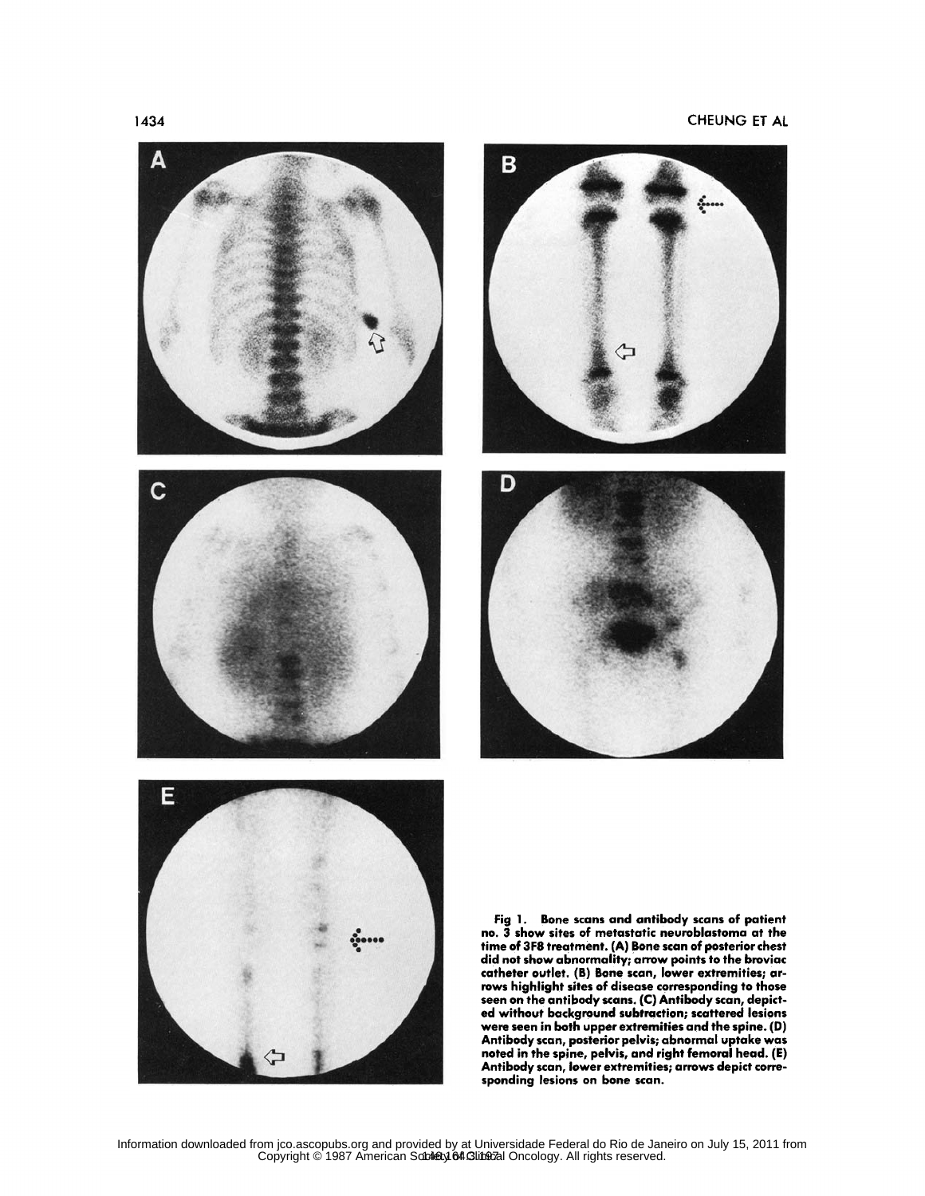Fig 1. Bone scans and antibody scans of patient no. 3 show sites of metastatic neuroblastoma at the time of 3F8 treatment. (A) Bone scan of posterior chest did not show abnormality; arrow points to the broviac catheter outlet. (B) Bone scan, lower extremities; arrows highlight sites of disease corresponding to those seen on the antibody scans. (C) Antibody scan, depicted without background subtraction; scattered lesions were seen in both upper extremities and the spine. (D) Antibody scan, posterior pelvis; abnormal uptake was noted in the spine, pelvis, and right femoral head. (E) Antibody scan, lower extremities; arrows depict corresponding lesions on bone scan.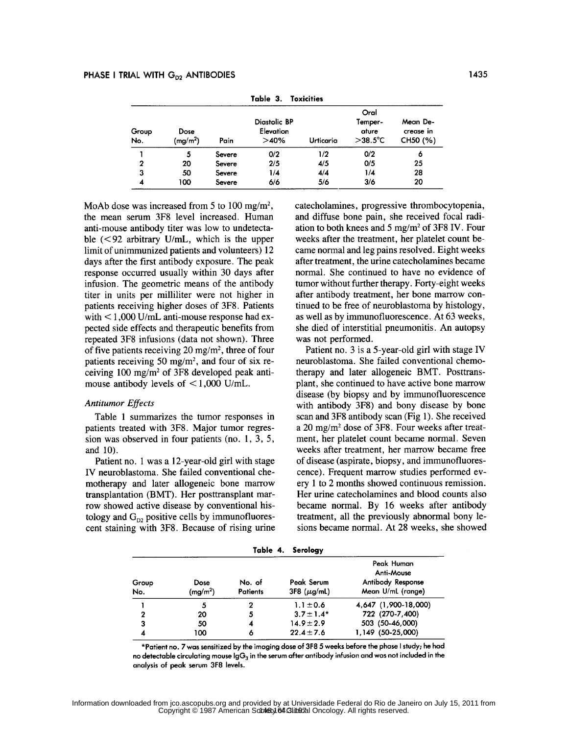Table 3. Toxicities

| Group No. | Dose (mg/m²) | Pain | Diastolic BP Elevation >40% | Urticaria | Oral Temperature >38.5°C | Mean Decrease in CH50 (%) |
|---|---|---|---|---|---|---|
| 1 | 5 | Severe | 0/2 | 1/2 | 0/2 | 6 |
| 2 | 20 | Severe | 2/5 | 4/5 | 0/5 | 25 |
| 3 | 50 | Severe | 1/4 | 4/4 | 1/4 | 28 |
| 4 | 100 | Severe | 6/6 | 5/6 | 3/6 | 20 |

MoAb dose was increased from 5 to 100 mg/m², the mean serum 3F8 level increased. Human anti-mouse antibody titer was low to undetectable (<92 arbitrary U/mL, which is the upper limit of unimmunized patients and volunteers) 12 days after the first antibody exposure. The peak response occurred usually within 30 days after infusion. The geometric means of the antibody titer in units per milliliter were not higher in patients receiving higher doses of 3F8. Patients with < 1,000 U/mL anti-mouse response had expected side effects and therapeutic benefits from repeated 3F8 infusions (data not shown). Three of five patients receiving 20 mg/m², three of four patients receiving 50 mg/m², and four of six receiving 100 mg/m² of 3F8 developed peak anti-mouse antibody levels of < 1,000 U/mL.

*Antitumor Effects*

Table 1 summarizes the tumor responses in patients treated with 3F8. Major tumor regression was observed in four patients (no. 1, 3, 5, and 10).

Patient no. 1 was a 12-year-old girl with stage IV neuroblastoma. She failed conventional chemotherapy and later allogeneic bone marrow transplantation (BMT). Her posttransplant marrow showed active disease by conventional histology and $G_{D2}$ positive cells by immunofluorescent staining with 3F8. Because of rising urine catecholamines, progressive thrombocytopenia, and diffuse bone pain, she received focal radiation to both knees and 5 mg/m² of 3F8 IV. Four weeks after the treatment, her platelet count became normal and leg pains resolved. Eight weeks after treatment, the urine catecholamines became normal. She continued to have no evidence of tumor without further therapy. Forty-eight weeks after antibody treatment, her bone marrow continued to be free of neuroblastoma by histology, as well as by immunofluorescence. At 63 weeks, she died of interstitial pneumonitis. An autopsy was not performed.

Patient no. 3 is a 5-year-old girl with stage IV neuroblastoma. She failed conventional chemotherapy and later allogeneic BMT. Posttransplant, she continued to have active bone marrow disease (by biopsy and by immunofluorescence with antibody 3F8) and bony disease by bone scan and 3F8 antibody scan (Fig 1). She received a 20 mg/m² dose of 3F8. Four weeks after treatment, her platelet count became normal. Seven weeks after treatment, her marrow became free of disease (aspirate, biopsy, and immunofluorescence). Frequent marrow studies performed every 1 to 2 months showed continuous remission. Her urine catecholamines and blood counts also became normal. By 16 weeks after antibody treatment, all the previously abnormal bony lesions became normal. At 28 weeks, she showed

Table 4. Serology

| Group No. | Dose (mg/m²) | No. of Patients | Peak Serum 3F8 (μg/mL) | Peak Human Anti-Mouse Antibody Response Mean U/mL (range) |
|---|---|---|---|---|
| 1 | 5 | 2 | 1.1 ± 0.6 | 4,647 (1,900-18,000) |
| 2 | 20 | 5 | 3.7 ± 1.4* | 722 (270-7,400) |
| 3 | 50 | 4 | 14.9 ± 2.9 | 503 (50-46,000) |
| 4 | 100 | 6 | 22.4 ± 7.6 | 1,149 (50-25,000) |

*Patient no. 7 was sensitized by the imaging dose of 3F8 5 weeks before the phase I study; he had no detectable circulating mouse $IgG_3$ in the serum after antibody infusion and was not included in the analysis of peak serum 3F8 levels.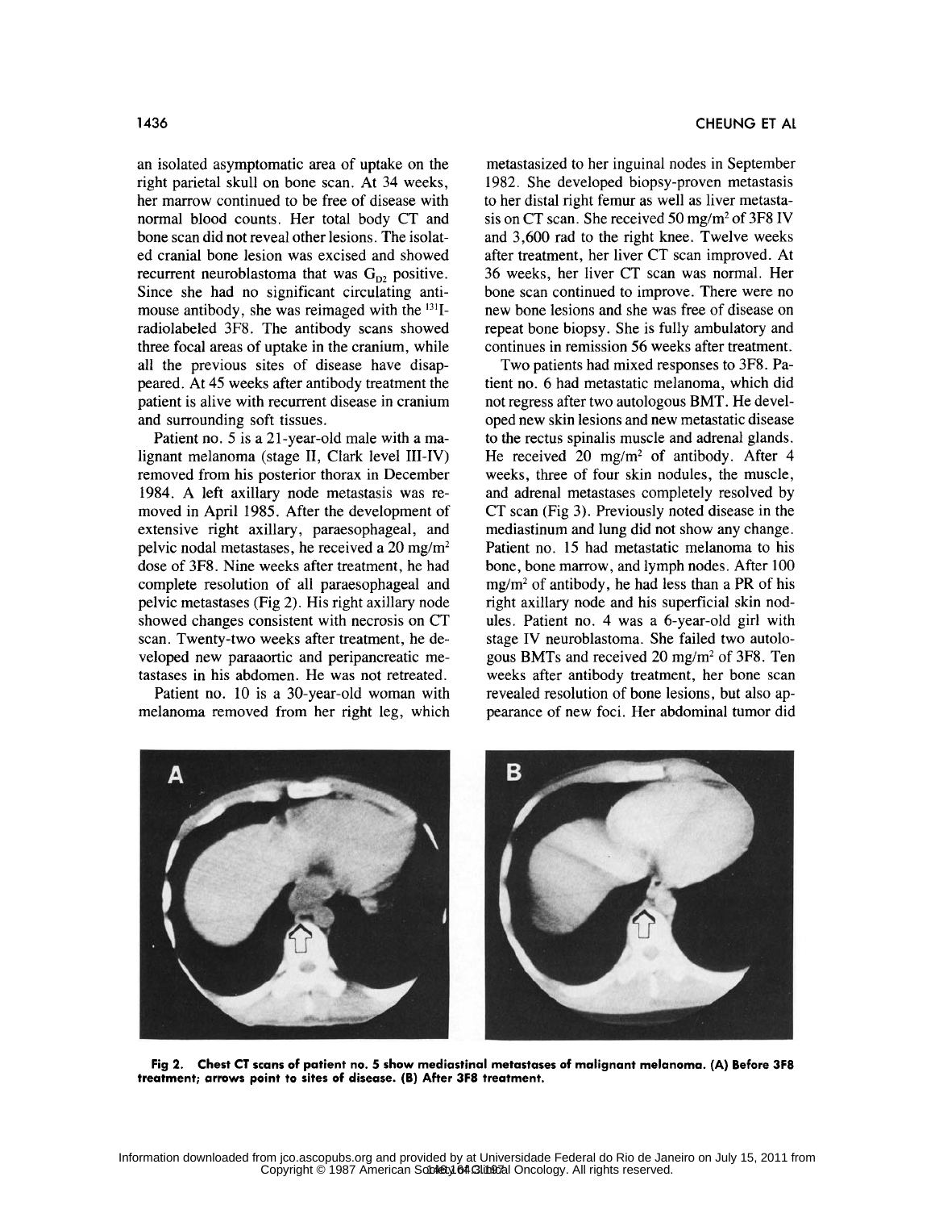an isolated asymptomatic area of uptake on the right parietal skull on bone scan. At 34 weeks, her marrow continued to be free of disease with normal blood counts. Her total body CT and bone scan did not reveal other lesions. The isolated cranial bone lesion was excised and showed recurrent neuroblastoma that was $G_{D2}$ positive. Since she had no significant circulating antimouse antibody, she was reimaged with the $^{131}$I-radiolabeled 3F8. The antibody scans showed three focal areas of uptake in the cranium, while all the previous sites of disease have disappeared. At 45 weeks after antibody treatment the patient is alive with recurrent disease in cranium and surrounding soft tissues.

Patient no. 5 is a 21-year-old male with a malignant melanoma (stage II, Clark level III-IV) removed from his posterior thorax in December 1984. A left axillary node metastasis was removed in April 1985. After the development of extensive right axillary, paraesophageal, and pelvic nodal metastases, he received a 20 mg/m$^2$ dose of 3F8. Nine weeks after treatment, he had complete resolution of all paraesophageal and pelvic metastases (Fig 2). His right axillary node showed changes consistent with necrosis on CT scan. Twenty-two weeks after treatment, he developed new paraaortic and peripancreatic metastases in his abdomen. He was not retreated.

Patient no. 10 is a 30-year-old woman with melanoma removed from her right leg, which metastasized to her inguinal nodes in September 1982. She developed biopsy-proven metastasis to her distal right femur as well as liver metastasis on CT scan. She received 50 mg/m$^2$ of 3F8 IV and 3,600 rad to the right knee. Twelve weeks after treatment, her liver CT scan improved. At 36 weeks, her liver CT scan was normal. Her bone scan continued to improve. There were no new bone lesions and she was free of disease on repeat bone biopsy. She is fully ambulatory and continues in remission 56 weeks after treatment.

Two patients had mixed responses to 3F8. Patient no. 6 had metastatic melanoma, which did not regress after two autologous BMT. He developed new skin lesions and new metastatic disease to the rectus spinalis muscle and adrenal glands. He received 20 mg/m$^2$ of antibody. After 4 weeks, three of four skin nodules, the muscle, and adrenal metastases completely resolved by CT scan (Fig 3). Previously noted disease in the mediastinum and lung did not show any change. Patient no. 15 had metastatic melanoma to his bone, bone marrow, and lymph nodes. After 100 mg/m$^2$ of antibody, he had less than a PR of his right axillary node and his superficial skin nodules. Patient no. 4 was a 6-year-old girl with stage IV neuroblastoma. She failed two autologous BMTs and received 20 mg/m$^2$ of 3F8. Ten weeks after antibody treatment, her bone scan revealed resolution of bone lesions, but also appearance of new foci. Her abdominal tumor did

**Fig 2. Chest CT scans of patient no. 5 show mediastinal metastases of malignant melanoma. (A) Before 3F8 treatment; arrows point to sites of disease. (B) After 3F8 treatment.**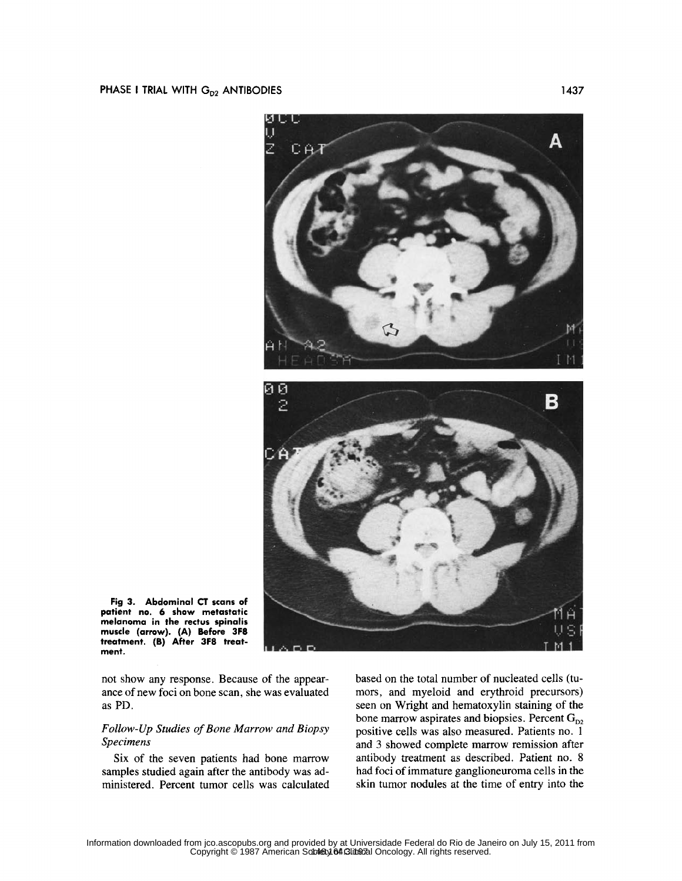Fig 3. Abdominal CT scans of patient no. 6 show metastatic melanoma in the rectus spinalis muscle (arrow). (A) Before 3F8 treatment. (B) After 3F8 treatment.

not show any response. Because of the appearance of new foci on bone scan, she was evaluated as PD.

### *Follow-Up Studies of Bone Marrow and Biopsy Specimens*

Six of the seven patients had bone marrow samples studied again after the antibody was administered. Percent tumor cells was calculated based on the total number of nucleated cells (tumors, and myeloid and erythroid precursors) seen on Wright and hematoxylin staining of the bone marrow aspirates and biopsies. Percent $G_{D2}$ positive cells was also measured. Patients no. 1 and 3 showed complete marrow remission after antibody treatment as described. Patient no. 8 had foci of immature ganglioneuroma cells in the skin tumor nodules at the time of entry into the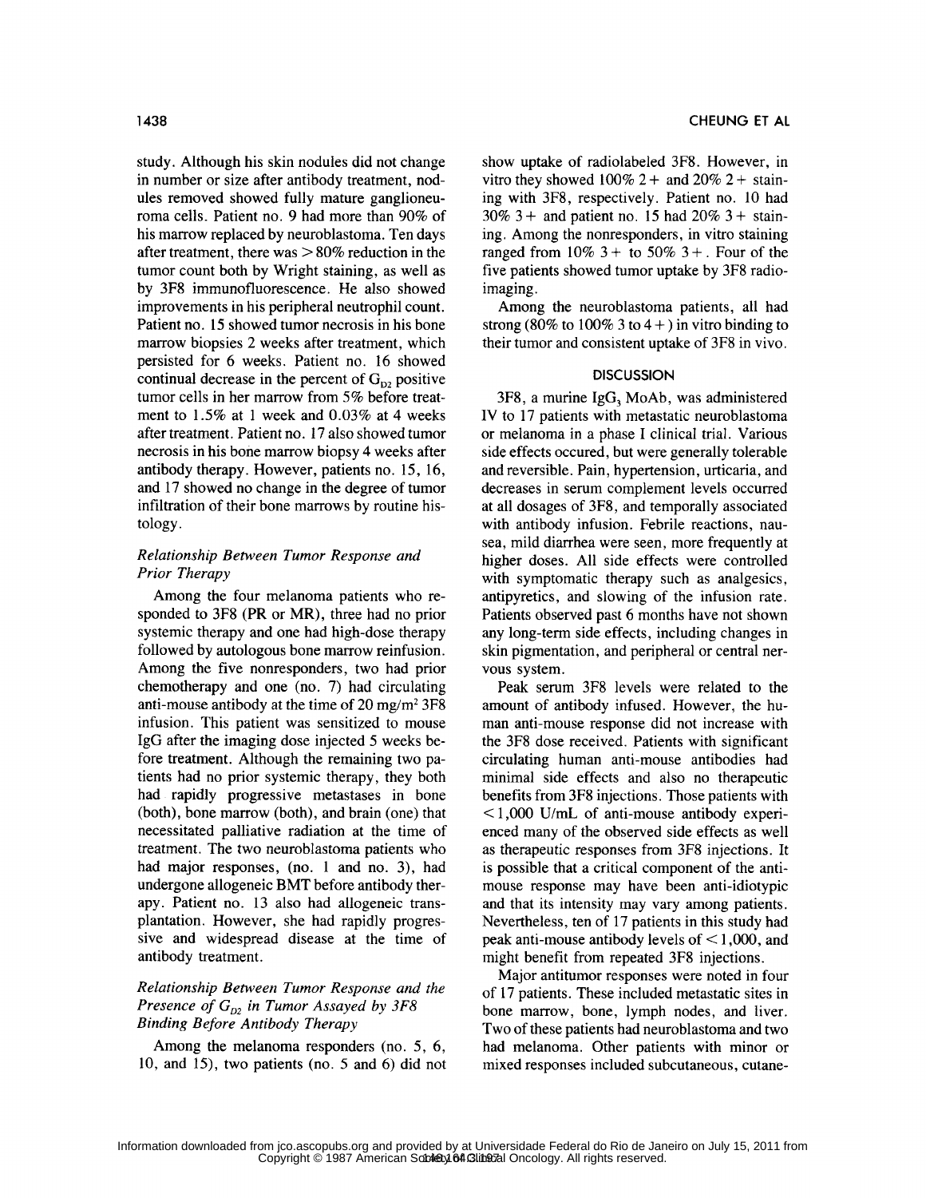study. Although his skin nodules did not change in number or size after antibody treatment, nodules removed showed fully mature ganglioneuroma cells. Patient no. 9 had more than 90% of his marrow replaced by neuroblastoma. Ten days after treatment, there was > 80% reduction in the tumor count both by Wright staining, as well as by 3F8 immunofluorescence. He also showed improvements in his peripheral neutrophil count. Patient no. 15 showed tumor necrosis in his bone marrow biopsies 2 weeks after treatment, which persisted for 6 weeks. Patient no. 16 showed continual decrease in the percent of $G_{D2}$ positive tumor cells in her marrow from 5% before treatment to 1.5% at 1 week and 0.03% at 4 weeks after treatment. Patient no. 17 also showed tumor necrosis in his bone marrow biopsy 4 weeks after antibody therapy. However, patients no. 15, 16, and 17 showed no change in the degree of tumor infiltration of their bone marrows by routine histology.

### *Relationship Between Tumor Response and Prior Therapy*

Among the four melanoma patients who responded to 3F8 (PR or MR), three had no prior systemic therapy and one had high-dose therapy followed by autologous bone marrow reinfusion. Among the five nonresponders, two had prior chemotherapy and one (no. 7) had circulating anti-mouse antibody at the time of 20 mg/m² 3F8 infusion. This patient was sensitized to mouse IgG after the imaging dose injected 5 weeks before treatment. Although the remaining two patients had no prior systemic therapy, they both had rapidly progressive metastases in bone (both), bone marrow (both), and brain (one) that necessitated palliative radiation at the time of treatment. The two neuroblastoma patients who had major responses, (no. 1 and no. 3), had undergone allogeneic BMT before antibody therapy. Patient no. 13 also had allogeneic transplantation. However, she had rapidly progressive and widespread disease at the time of antibody treatment.

### *Relationship Between Tumor Response and the Presence of $G_{D2}$ in Tumor Assayed by 3F8 Binding Before Antibody Therapy*

Among the melanoma responders (no. 5, 6, 10, and 15), two patients (no. 5 and 6) did not show uptake of radiolabeled 3F8. However, in vitro they showed 100% 2+ and 20% 2+ staining with 3F8, respectively. Patient no. 10 had 30% 3+ and patient no. 15 had 20% 3+ staining. Among the nonresponders, in vitro staining ranged from 10% 3+ to 50% 3+. Four of the five patients showed tumor uptake by 3F8 radioimaging.

Among the neuroblastoma patients, all had strong (80% to 100% 3 to 4+) in vitro binding to their tumor and consistent uptake of 3F8 in vivo.

## DISCUSSION

3F8, a murine $IgG_3$ MoAb, was administered IV to 17 patients with metastatic neuroblastoma or melanoma in a phase I clinical trial. Various side effects occured, but were generally tolerable and reversible. Pain, hypertension, urticaria, and decreases in serum complement levels occurred at all dosages of 3F8, and temporally associated with antibody infusion. Febrile reactions, nausea, mild diarrhea were seen, more frequently at higher doses. All side effects were controlled with symptomatic therapy such as analgesics, antipyretics, and slowing of the infusion rate. Patients observed past 6 months have not shown any long-term side effects, including changes in skin pigmentation, and peripheral or central nervous system.

Peak serum 3F8 levels were related to the amount of antibody infused. However, the human anti-mouse response did not increase with the 3F8 dose received. Patients with significant circulating human anti-mouse antibodies had minimal side effects and also no therapeutic benefits from 3F8 injections. Those patients with < 1,000 U/mL of anti-mouse antibody experienced many of the observed side effects as well as therapeutic responses from 3F8 injections. It is possible that a critical component of the anti-mouse response may have been anti-idiotypic and that its intensity may vary among patients. Nevertheless, ten of 17 patients in this study had peak anti-mouse antibody levels of < 1,000, and might benefit from repeated 3F8 injections.

Major antitumor responses were noted in four of 17 patients. These included metastatic sites in bone marrow, bone, lymph nodes, and liver. Two of these patients had neuroblastoma and two had melanoma. Other patients with minor or mixed responses included subcutaneous, cutane-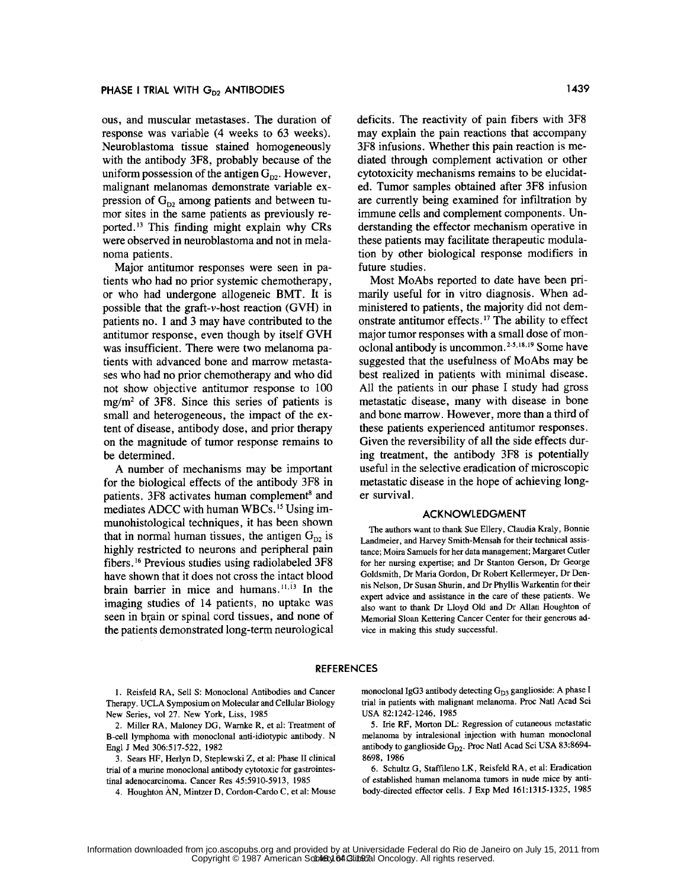ous, and muscular metastases. The duration of response was variable (4 weeks to 63 weeks). Neuroblastoma tissue stained homogeneously with the antibody 3F8, probably because of the uniform possession of the antigen $G_{D2}$. However, malignant melanomas demonstrate variable expression of $G_{D2}$ among patients and between tumor sites in the same patients as previously reported.[13] This finding might explain why CRs were observed in neuroblastoma and not in melanoma patients.

Major antitumor responses were seen in patients who had no prior systemic chemotherapy, or who had undergone allogeneic BMT. It is possible that the graft-*v*-host reaction (GVH) in patients no. 1 and 3 may have contributed to the antitumor response, even though by itself GVH was insufficient. There were two melanoma patients with advanced bone and marrow metastases who had no prior chemotherapy and who did not show objective antitumor response to 100 $mg/m^2$ of 3F8. Since this series of patients is small and heterogeneous, the impact of the extent of disease, antibody dose, and prior therapy on the magnitude of tumor response remains to be determined.

A number of mechanisms may be important for the biological effects of the antibody 3F8 in patients. 3F8 activates human complement[8] and mediates ADCC with human WBCs.[15] Using immunohistological techniques, it has been shown that in normal human tissues, the antigen $G_{D2}$ is highly restricted to neurons and peripheral pain fibers.[16] Previous studies using radiolabeled 3F8 have shown that it does not cross the intact blood brain barrier in mice and humans.[11,13] In the imaging studies of 14 patients, no uptake was seen in brain or spinal cord tissues, and none of the patients demonstrated long-term neurological deficits. The reactivity of pain fibers with 3F8 may explain the pain reactions that accompany 3F8 infusions. Whether this pain reaction is mediated through complement activation or other cytotoxicity mechanisms remains to be elucidated. Tumor samples obtained after 3F8 infusion are currently being examined for infiltration by immune cells and complement components. Understanding the effector mechanism operative in these patients may facilitate therapeutic modulation by other biological response modifiers in future studies.

Most MoAbs reported to date have been primarily useful for in vitro diagnosis. When administered to patients, the majority did not demonstrate antitumor effects.[17] The ability to effect major tumor responses with a small dose of monoclonal antibody is uncommon.[2-5,18,19] Some have suggested that the usefulness of MoAbs may be best realized in patients with minimal disease. All the patients in our phase I study had gross metastatic disease, many with disease in bone and bone marrow. However, more than a third of these patients experienced antitumor responses. Given the reversibility of all the side effects during treatment, the antibody 3F8 is potentially useful in the selective eradication of microscopic metastatic disease in the hope of achieving longer survival.

## ACKNOWLEDGMENT

The authors want to thank Sue Ellery, Claudia Kraly, Bonnie Landmeier, and Harvey Smith-Mensah for their technical assistance; Moira Samuels for her data management; Margaret Cutler for her nursing expertise; and Dr Stanton Gerson, Dr George Goldsmith, Dr Maria Gordon, Dr Robert Kellermeyer, Dr Dennis Nelson, Dr Susan Shurin, and Dr Phyllis Warkentin for their expert advice and assistance in the care of these patients. We also want to thank Dr Lloyd Old and Dr Allan Houghton of Memorial Sloan Kettering Cancer Center for their generous advice in making this study successful.

## REFERENCES

1. Reisfeld RA, Sell S: Monoclonal Antibodies and Cancer Therapy. UCLA Symposium on Molecular and Cellular Biology New Series, vol 27. New York, Liss, 1985

2. Miller RA, Maloney DG, Warnke R, et al: Treatment of B-cell lymphoma with monoclonal anti-idiotypic antibody. N Engl J Med 306:517-522, 1982

3. Sears HF, Herlyn D, Steplewski Z, et al: Phase II clinical trial of a murine monoclonal antibody cytotoxic for gastrointestinal adenocarcinoma. Cancer Res 45:5910-5913, 1985

4. Houghton AN, Mintzer D, Cordon-Cardo C, et al: Mouse monoclonal IgG3 antibody detecting $G_{D3}$ ganglioside: A phase I trial in patients with malignant melanoma. Proc Natl Acad Sci USA 82:1242-1246, 1985

5. Irie RF, Morton DL: Regression of cutaneous metastatic melanoma by intralesional injection with human monoclonal antibody to ganglioside $G_{D2}$. Proc Natl Acad Sci USA 83:8694-8698, 1986

6. Schultz G, Staffileno LK, Reisfeld RA, et al: Eradication of established human melanoma tumors in nude mice by antibody-directed effector cells. J Exp Med 161:1315-1325, 1985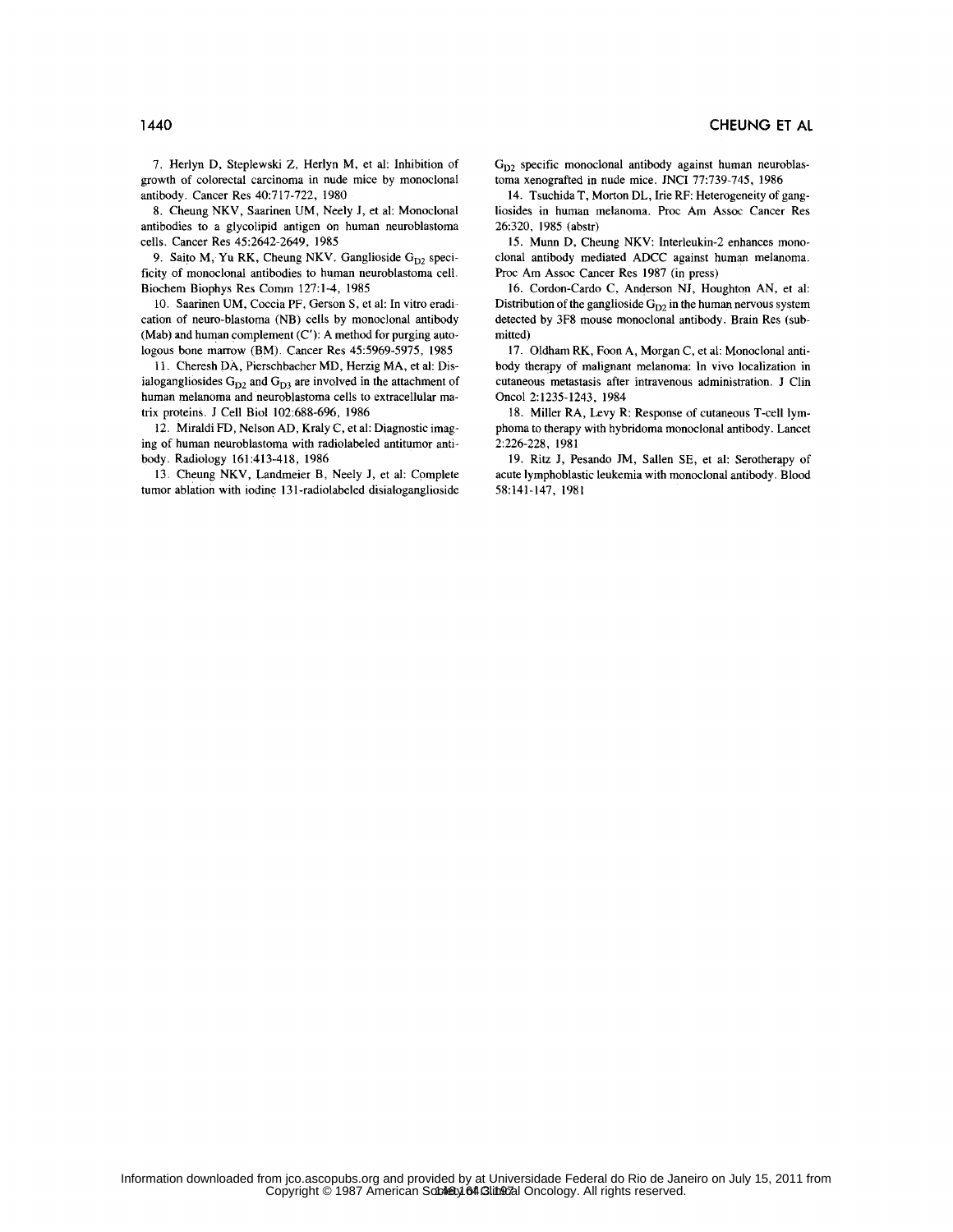7. Herlyn D, Steplewski Z, Herlyn M, et al: Inhibition of growth of colorectal carcinoma in nude mice by monoclonal antibody. Cancer Res 40:717-722, 1980

8. Cheung NKV, Saarinen UM, Neely J, et al: Monoclonal antibodies to a glycolipid antigen on human neuroblastoma cells. Cancer Res 45:2642-2649, 1985

9. Saito M, Yu RK, Cheung NKV. Ganglioside $G_{D2}$ specificity of monoclonal antibodies to human neuroblastoma cell. Biochem Biophys Res Comm 127:1-4, 1985

10. Saarinen UM, Coccia PF, Gerson S, et al: In vitro eradication of neuro-blastoma (NB) cells by monoclonal antibody (Mab) and human complement (C'): A method for purging autologous bone marrow (BM). Cancer Res 45:5969-5975, 1985

11. Cheresh DA, Pierschbacher MD, Herzig MA, et al: Disialogangliosides $G_{D2}$ and $G_{D3}$ are involved in the attachment of human melanoma and neuroblastoma cells to extracellular matrix proteins. J Cell Biol 102:688-696, 1986

12. Miraldi FD, Nelson AD, Kraly C, et al: Diagnostic imaging of human neuroblastoma with radiolabeled antitumor antibody. Radiology 161:413-418, 1986

13. Cheung NKV, Landmeier B, Neely J, et al: Complete tumor ablation with iodine 131-radiolabeled disialoganglioside $G_{D2}$ specific monoclonal antibody against human neuroblastoma xenografted in nude mice. JNCI 77:739-745, 1986

14. Tsuchida T, Morton DL, Irie RF: Heterogeneity of gangliosides in human melanoma. Proc Am Assoc Cancer Res 26:320, 1985 (abstr)

15. Munn D, Cheung NKV: Interleukin-2 enhances monoclonal antibody mediated ADCC against human melanoma. Proc Am Assoc Cancer Res 1987 (in press)

16. Cordon-Cardo C, Anderson NJ, Houghton AN, et al: Distribution of the ganglioside $G_{D2}$ in the human nervous system detected by 3F8 mouse monoclonal antibody. Brain Res (submitted)

17. Oldham RK, Foon A, Morgan C, et al: Monoclonal antibody therapy of malignant melanoma: In vivo localization in cutaneous metastasis after intravenous administration. J Clin Oncol 2:1235-1243, 1984

18. Miller RA, Levy R: Response of cutaneous T-cell lymphoma to therapy with hybridoma monoclonal antibody. Lancet 2:226-228, 1981

19. Ritz J, Pesando JM, Sallen SE, et al: Serotherapy of acute lymphoblastic leukemia with monoclonal antibody. Blood 58:141-147, 1981